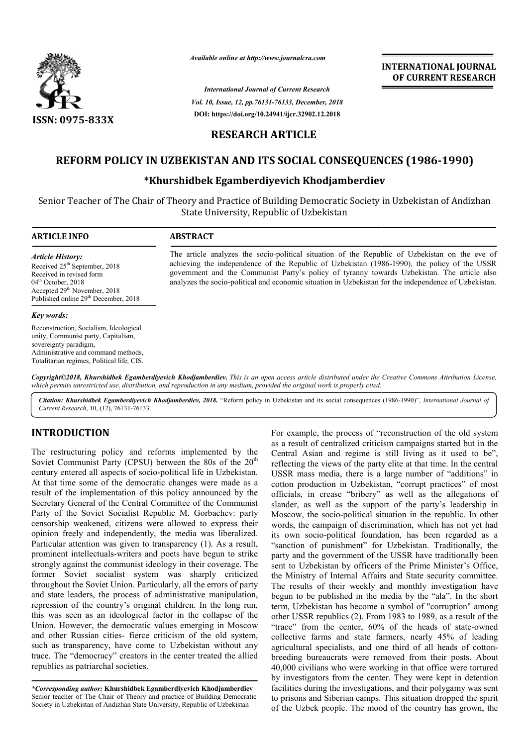*Available online at http://www.journalcra.com*

*International Journal of Current Research*
*Vol. 10, Issue, 12, pp.76131-76133, December, 2018*
**DOI: https://doi.org/10.24941/ijcr.32902.12.2018**

**INTERNATIONAL JOURNAL OF CURRENT RESEARCH**

**ISSN: 0975-833X**

## RESEARCH ARTICLE

# REFORM POLICY IN UZBEKISTAN AND ITS SOCIAL CONSEQUENCES (1986-1990)

### *Khurshidbek Egamberdiyevich Khodjamberdiev

Senior Teacher of The Chair of Theory and Practice of Building Democratic Society in Uzbekistan of Andizhan State University, Republic of Uzbekistan

**ARTICLE INFO**

*Article History:*
Received 25th September, 2018
Received in revised form
04th October, 2018
Accepted 29th November, 2018
Published online 29th December, 2018

*Key words:*
Reconstruction, Socialism, Ideological unity, Communist party, Capitalism, sovereignty paradigm, Administrative and command methods, Totalitarian regimes, Political life, CIS.

**ABSTRACT**

The article analyzes the socio-political situation of the Republic of Uzbekistan on the eve of achieving the independence of the Republic of Uzbekistan (1986-1990), the policy of the USSR government and the Communist Party's policy of tyranny towards Uzbekistan. The article also analyzes the socio-political and economic situation in Uzbekistan for the independence of Uzbekistan.

*Copyright©2018, Khurshidbek Egamberdiyevich Khodjamberdiev. This is an open access article distributed under the Creative Commons Attribution License, which permits unrestricted use, distribution, and reproduction in any medium, provided the original work is properly cited.*

***Citation:*** *Khurshidbek Egamberdiyevich Khodjamberdiev, 2018.* "Reform policy in Uzbekistan and its social consequences (1986-1990)", *International Journal of Current Research*, 10, (12), 76131-76133.

## INTRODUCTION

The restructuring policy and reforms implemented by the Soviet Communist Party (CPSU) between the 80s of the 20th century entered all aspects of socio-political life in Uzbekistan. At that time some of the democratic changes were made as a result of the implementation of this policy announced by the Secretary General of the Central Committee of the Communist Party of the Soviet Socialist Republic M. Gorbachev: party censorship weakened, citizens were allowed to express their opinion freely and independently, the media was liberalized. Particular attention was given to transparency (1). As a result, prominent intellectuals-writers and poets have begun to strike strongly against the communist ideology in their coverage. The former Soviet socialist system was sharply criticized throughout the Soviet Union. Particularly, all the errors of party and state leaders, the process of administrative manipulation, repression of the country's original children. In the long run, this was seen as an ideological factor in the collapse of the Union. However, the democratic values emerging in Moscow and other Russian cities- fierce criticism of the old system, such as transparency, have come to Uzbekistan without any trace. The "democracy" creators in the center treated the allied republics as patriarchal societies.

For example, the process of "reconstruction of the old system as a result of centralized criticism campaigns started but in the Central Asian and regime is still living as it used to be", reflecting the views of the party elite at that time. In the central USSR mass media, there is a large number of "additions" in cotton production in Uzbekistan, "corrupt practices" of most officials, in crease "bribery" as well as the allegations of slander, as well as the support of the party's leadership in Moscow, the socio-political situation in the republic. In other words, the campaign of discrimination, which has not yet had its own socio-political foundation, has been regarded as a "sanction of punishment" for Uzbekistan. Traditionally, the party and the government of the USSR have traditionally been sent to Uzbekistan by officers of the Prime Minister's Office, the Ministry of Internal Affairs and State security committee. The results of their weekly and monthly investigation have begun to be published in the media by the "ala". In the short term, Uzbekistan has become a symbol of "corruption" among other USSR republics (2). From 1983 to 1989, as a result of the "trace" from the center, 60% of the heads of state-owned collective farms and state farmers, nearly 45% of leading agricultural specialists, and one third of all heads of cotton-breeding bureaucrats were removed from their posts. About 40,000 civilians who were working in that office were tortured by investigators from the center. They were kept in detention facilities during the investigations, and their polygamy was sent to prisons and Siberian camps. This situation dropped the spirit of the Uzbek people. The mood of the country has grown, the

*\*Corresponding author:* **Khurshidbek Egamberdiyevich Khodjamberdiev**
Senior teacher of The Chair of Theory and practice of Building Democratic Society in Uzbekistan of Andizhan State University, Republic of Uzbekistan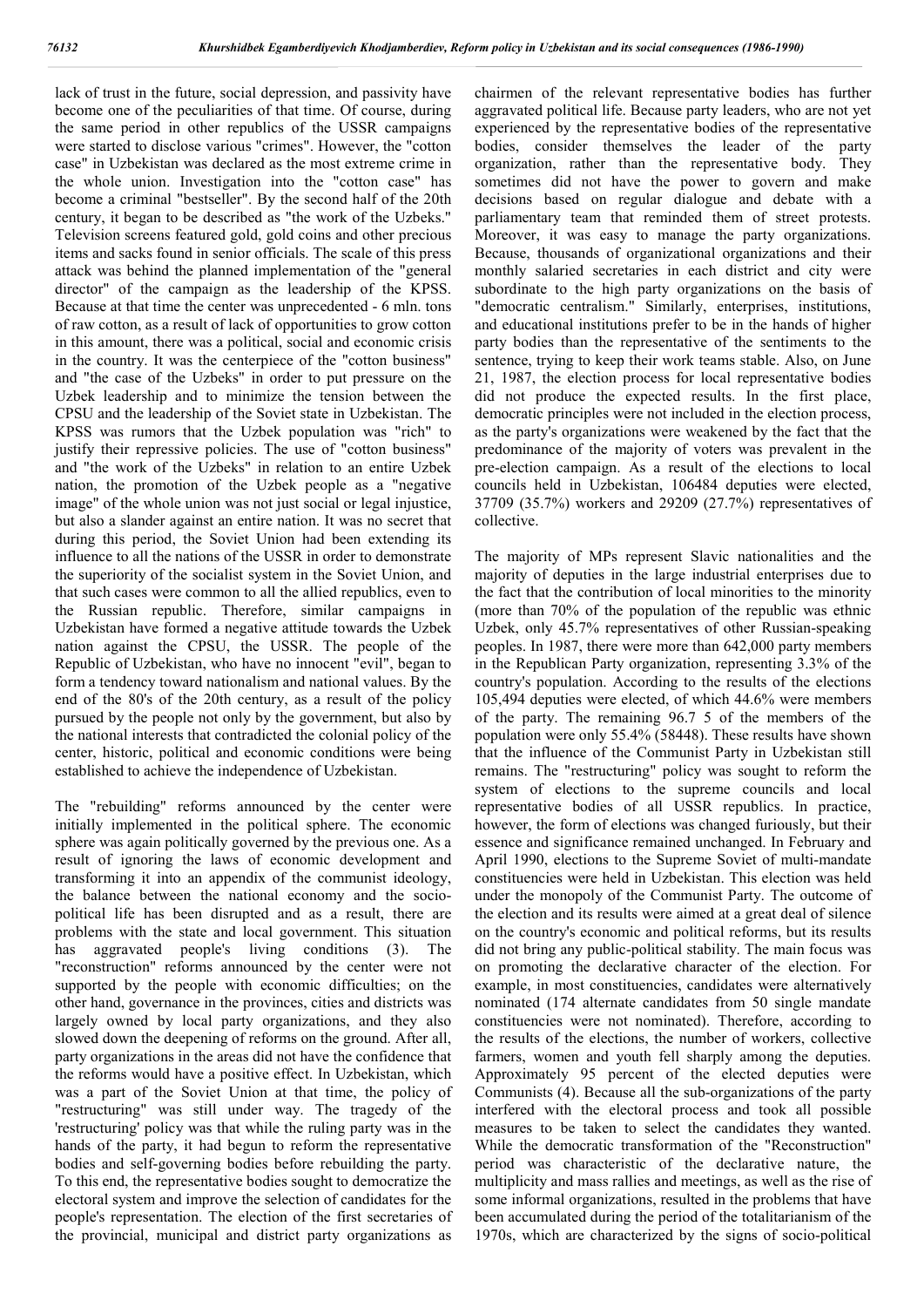lack of trust in the future, social depression, and passivity have become one of the peculiarities of that time. Of course, during the same period in other republics of the USSR campaigns were started to disclose various "crimes". However, the "cotton case" in Uzbekistan was declared as the most extreme crime in the whole union. Investigation into the "cotton case" has become a criminal "bestseller". By the second half of the 20th century, it began to be described as "the work of the Uzbeks." Television screens featured gold, gold coins and other precious items and sacks found in senior officials. The scale of this press attack was behind the planned implementation of the "general director" of the campaign as the leadership of the KPSS. Because at that time the center was unprecedented - 6 mln. tons of raw cotton, as a result of lack of opportunities to grow cotton in this amount, there was a political, social and economic crisis in the country. It was the centerpiece of the "cotton business" and "the case of the Uzbeks" in order to put pressure on the Uzbek leadership and to minimize the tension between the CPSU and the leadership of the Soviet state in Uzbekistan. The KPSS was rumors that the Uzbek population was "rich" to justify their repressive policies. The use of "cotton business" and "the work of the Uzbeks" in relation to an entire Uzbek nation, the promotion of the Uzbek people as a "negative image" of the whole union was not just social or legal injustice, but also a slander against an entire nation. It was no secret that during this period, the Soviet Union had been extending its influence to all the nations of the USSR in order to demonstrate the superiority of the socialist system in the Soviet Union, and that such cases were common to all the allied republics, even to the Russian republic. Therefore, similar campaigns in Uzbekistan have formed a negative attitude towards the Uzbek nation against the CPSU, the USSR. The people of the Republic of Uzbekistan, who have no innocent "evil", began to form a tendency toward nationalism and national values. By the end of the 80's of the 20th century, as a result of the policy pursued by the people not only by the government, but also by the national interests that contradicted the colonial policy of the center, historic, political and economic conditions were being established to achieve the independence of Uzbekistan.

The "rebuilding" reforms announced by the center were initially implemented in the political sphere. The economic sphere was again politically governed by the previous one. As a result of ignoring the laws of economic development and transforming it into an appendix of the communist ideology, the balance between the national economy and the socio-political life has been disrupted and as a result, there are problems with the state and local government. This situation has aggravated people's living conditions (3). The "reconstruction" reforms announced by the center were not supported by the people with economic difficulties; on the other hand, governance in the provinces, cities and districts was largely owned by local party organizations, and they also slowed down the deepening of reforms on the ground. After all, party organizations in the areas did not have the confidence that the reforms would have a positive effect. In Uzbekistan, which was a part of the Soviet Union at that time, the policy of "restructuring" was still under way. The tragedy of the 'restructuring' policy was that while the ruling party was in the hands of the party, it had begun to reform the representative bodies and self-governing bodies before rebuilding the party. To this end, the representative bodies sought to democratize the electoral system and improve the selection of candidates for the people's representation. The election of the first secretaries of the provincial, municipal and district party organizations as chairmen of the relevant representative bodies has further aggravated political life. Because party leaders, who are not yet experienced by the representative bodies of the representative bodies, consider themselves the leader of the party organization, rather than the representative body. They sometimes did not have the power to govern and make decisions based on regular dialogue and debate with a parliamentary team that reminded them of street protests. Moreover, it was easy to manage the party organizations. Because, thousands of organizational organizations and their monthly salaried secretaries in each district and city were subordinate to the high party organizations on the basis of "democratic centralism." Similarly, enterprises, institutions, and educational institutions prefer to be in the hands of higher party bodies than the representative of the sentiments to the sentence, trying to keep their work teams stable. Also, on June 21, 1987, the election process for local representative bodies did not produce the expected results. In the first place, democratic principles were not included in the election process, as the party's organizations were weakened by the fact that the predominance of the majority of voters was prevalent in the pre-election campaign. As a result of the elections to local councils held in Uzbekistan, 106484 deputies were elected, 37709 (35.7%) workers and 29209 (27.7%) representatives of collective.

The majority of MPs represent Slavic nationalities and the majority of deputies in the large industrial enterprises due to the fact that the contribution of local minorities to the minority (more than 70% of the population of the republic was ethnic Uzbek, only 45.7% representatives of other Russian-speaking peoples. In 1987, there were more than 642,000 party members in the Republican Party organization, representing 3.3% of the country's population. According to the results of the elections 105,494 deputies were elected, of which 44.6% were members of the party. The remaining 96.7 5 of the members of the population were only 55.4% (58448). These results have shown that the influence of the Communist Party in Uzbekistan still remains. The "restructuring" policy was sought to reform the system of elections to the supreme councils and local representative bodies of all USSR republics. In practice, however, the form of elections was changed furiously, but their essence and significance remained unchanged. In February and April 1990, elections to the Supreme Soviet of multi-mandate constituencies were held in Uzbekistan. This election was held under the monopoly of the Communist Party. The outcome of the election and its results were aimed at a great deal of silence on the country's economic and political reforms, but its results did not bring any public-political stability. The main focus was on promoting the declarative character of the election. For example, in most constituencies, candidates were alternatively nominated (174 alternate candidates from 50 single mandate constituencies were not nominated). Therefore, according to the results of the elections, the number of workers, collective farmers, women and youth fell sharply among the deputies. Approximately 95 percent of the elected deputies were Communists (4). Because all the sub-organizations of the party interfered with the electoral process and took all possible measures to be taken to select the candidates they wanted. While the democratic transformation of the "Reconstruction" period was characteristic of the declarative nature, the multiplicity and mass rallies and meetings, as well as the rise of some informal organizations, resulted in the problems that have been accumulated during the period of the totalitarianism of the 1970s, which are characterized by the signs of socio-political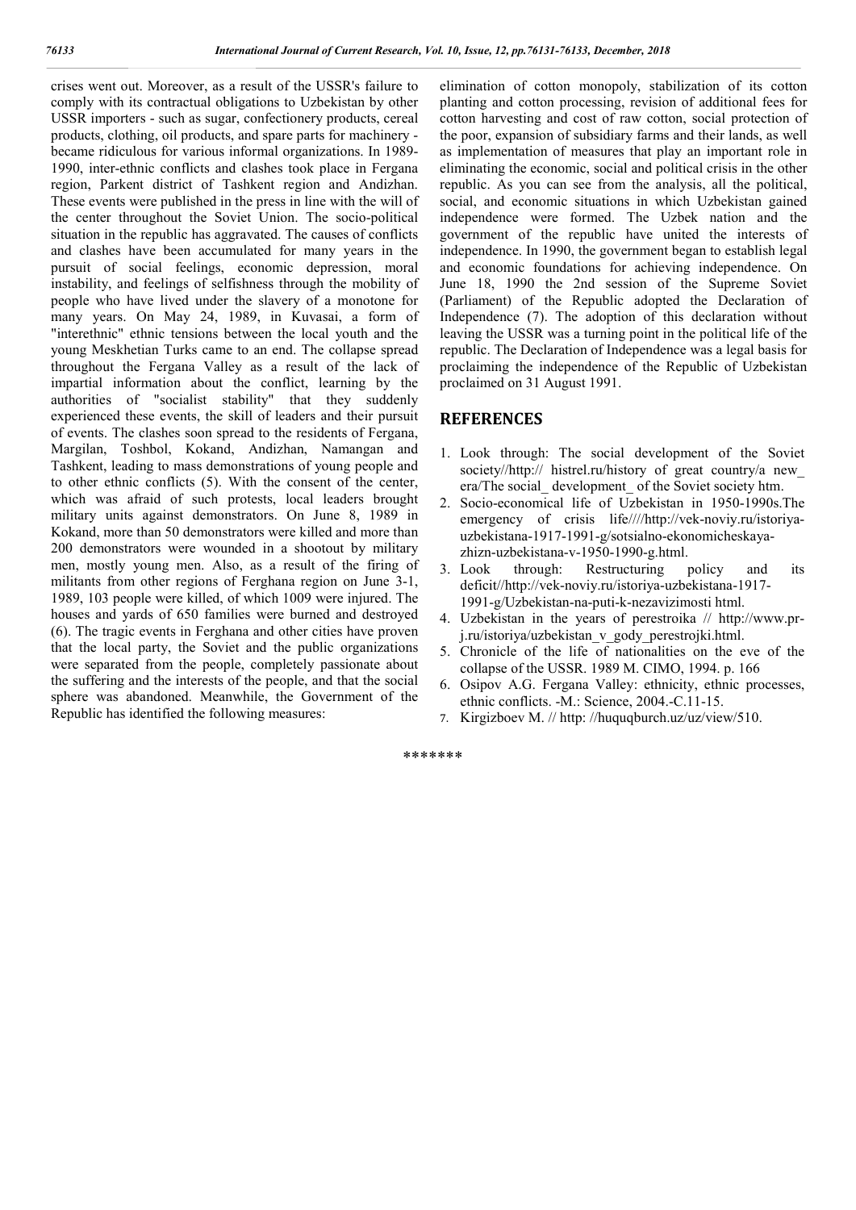crises went out. Moreover, as a result of the USSR's failure to comply with its contractual obligations to Uzbekistan by other USSR importers - such as sugar, confectionery products, cereal products, clothing, oil products, and spare parts for machinery - became ridiculous for various informal organizations. In 1989-1990, inter-ethnic conflicts and clashes took place in Fergana region, Parkent district of Tashkent region and Andizhan. These events were published in the press in line with the will of the center throughout the Soviet Union. The socio-political situation in the republic has aggravated. The causes of conflicts and clashes have been accumulated for many years in the pursuit of social feelings, economic depression, moral instability, and feelings of selfishness through the mobility of people who have lived under the slavery of a monotone for many years. On May 24, 1989, in Kuvasai, a form of "interethnic" ethnic tensions between the local youth and the young Meskhetian Turks came to an end. The collapse spread throughout the Fergana Valley as a result of the lack of impartial information about the conflict, learning by the authorities of "socialist stability" that they suddenly experienced these events, the skill of leaders and their pursuit of events. The clashes soon spread to the residents of Fergana, Margilan, Toshbol, Kokand, Andizhan, Namangan and Tashkent, leading to mass demonstrations of young people and to other ethnic conflicts (5). With the consent of the center, which was afraid of such protests, local leaders brought military units against demonstrators. On June 8, 1989 in Kokand, more than 50 demonstrators were killed and more than 200 demonstrators were wounded in a shootout by military men, mostly young men. Also, as a result of the firing of militants from other regions of Ferghana region on June 3-1, 1989, 103 people were killed, of which 1009 were injured. The houses and yards of 650 families were burned and destroyed (6). The tragic events in Ferghana and other cities have proven that the local party, the Soviet and the public organizations were separated from the people, completely passionate about the suffering and the interests of the people, and that the social sphere was abandoned. Meanwhile, the Government of the Republic has identified the following measures: elimination of cotton monopoly, stabilization of its cotton planting and cotton processing, revision of additional fees for cotton harvesting and cost of raw cotton, social protection of the poor, expansion of subsidiary farms and their lands, as well as implementation of measures that play an important role in eliminating the economic, social and political crisis in the other republic. As you can see from the analysis, all the political, social, and economic situations in which Uzbekistan gained independence were formed. The Uzbek nation and the government of the republic have united the interests of independence. In 1990, the government began to establish legal and economic foundations for achieving independence. On June 18, 1990 the 2nd session of the Supreme Soviet (Parliament) of the Republic adopted the Declaration of Independence (7). The adoption of this declaration without leaving the USSR was a turning point in the political life of the republic. The Declaration of Independence was a legal basis for proclaiming the independence of the Republic of Uzbekistan proclaimed on 31 August 1991.

## REFERENCES

1. Look through: The social development of the Soviet society//http:// histrel.ru/history of great country/a new_ era/The social_ development_ of the Soviet society htm.
2. Socio-economical life of Uzbekistan in 1950-1990s.The emergency of crisis life////http://vek-noviy.ru/istoriya-uzbekistana-1917-1991-g/sotsialno-ekonomicheskaya-zhizn-uzbekistana-v-1950-1990-g.html.
3. Look through: Restructuring policy and its deficit//http://vek-noviy.ru/istoriya-uzbekistana-1917-1991-g/Uzbekistan-na-puti-k-nezavizimosti html.
4. Uzbekistan in the years of perestroika // http://www.pr-j.ru/istoriya/uzbekistan_v_gody_perestrojki.html.
5. Chronicle of the life of nationalities on the eve of the collapse of the USSR. 1989 M. CIMO, 1994. p. 166
6. Osipov A.G. Fergana Valley: ethnicity, ethnic processes, ethnic conflicts. -M.: Science, 2004.-C.11-15.
7. Kirgizboev M. // http: //huquqburch.uz/uz/view/510.

*******